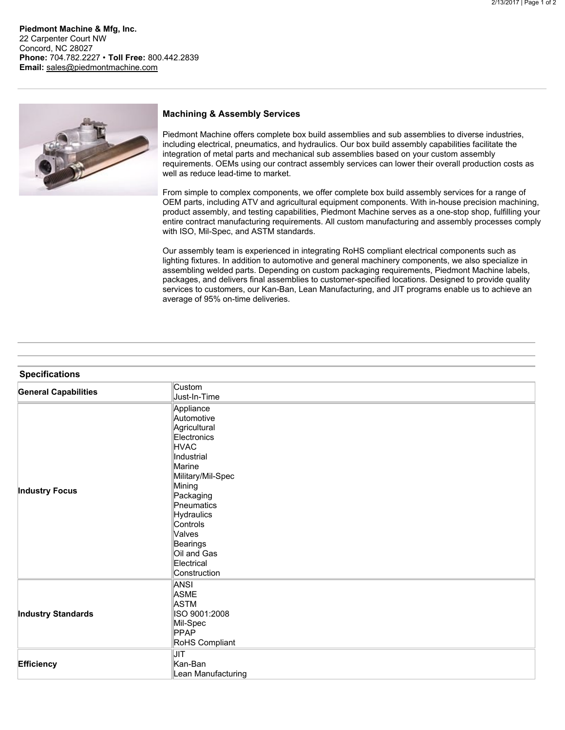**Piedmont Machine & Mfg, Inc.**
22 Carpenter Court NW
Concord, NC 28027
**Phone:** 704.782.2227 • **Toll Free:** 800.442.2839
**Email:** sales@piedmontmachine.com

### Machining & Assembly Services

Piedmont Machine offers complete box build assemblies and sub assemblies to diverse industries, including electrical, pneumatics, and hydraulics. Our box build assembly capabilities facilitate the integration of metal parts and mechanical sub assemblies based on your custom assembly requirements. OEMs using our contract assembly services can lower their overall production costs as well as reduce lead-time to market.

From simple to complex components, we offer complete box build assembly services for a range of OEM parts, including ATV and agricultural equipment components. With in-house precision machining, product assembly, and testing capabilities, Piedmont Machine serves as a one-stop shop, fulfilling your entire contract manufacturing requirements. All custom manufacturing and assembly processes comply with ISO, Mil-Spec, and ASTM standards.

Our assembly team is experienced in integrating RoHS compliant electrical components such as lighting fixtures. In addition to automotive and general machinery components, we also specialize in assembling welded parts. Depending on custom packaging requirements, Piedmont Machine labels, packages, and delivers final assemblies to customer-specified locations. Designed to provide quality services to customers, our Kan-Ban, Lean Manufacturing, and JIT programs enable us to achieve an average of 95% on-time deliveries.

### Specifications

| | |
|---|---|
| **General Capabilities** | Custom<br>Just-In-Time |
| **Industry Focus** | Appliance<br>Automotive<br>Agricultural<br>Electronics<br>HVAC<br>Industrial<br>Marine<br>Military/Mil-Spec<br>Mining<br>Packaging<br>Pneumatics<br>Hydraulics<br>Controls<br>Valves<br>Bearings<br>Oil and Gas<br>Electrical<br>Construction |
| **Industry Standards** | ANSI<br>ASME<br>ASTM<br>ISO 9001:2008<br>Mil-Spec<br>PPAP<br>RoHS Compliant |
| **Efficiency** | JIT<br>Kan-Ban<br>Lean Manufacturing |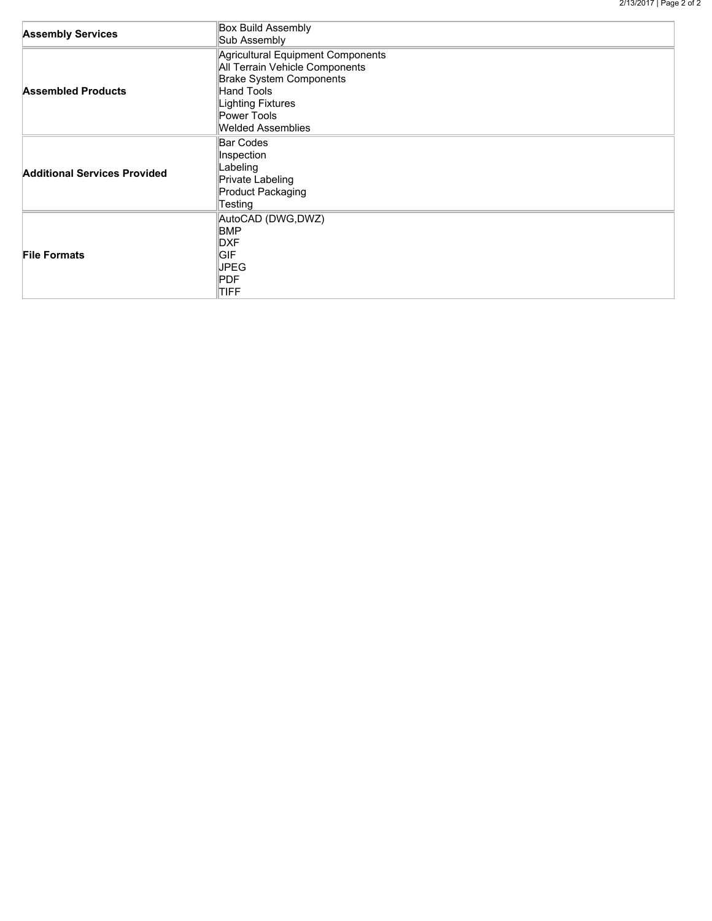| | |
|---|---|
| **Assembly Services** | Box Build Assembly<br>Sub Assembly |
| **Assembled Products** | Agricultural Equipment Components<br>All Terrain Vehicle Components<br>Brake System Components<br>Hand Tools<br>Lighting Fixtures<br>Power Tools<br>Welded Assemblies |
| **Additional Services Provided** | Bar Codes<br>Inspection<br>Labeling<br>Private Labeling<br>Product Packaging<br>Testing |
| **File Formats** | AutoCAD (DWG,DWZ)<br>BMP<br>DXF<br>GIF<br>JPEG<br>PDF<br>TIFF |